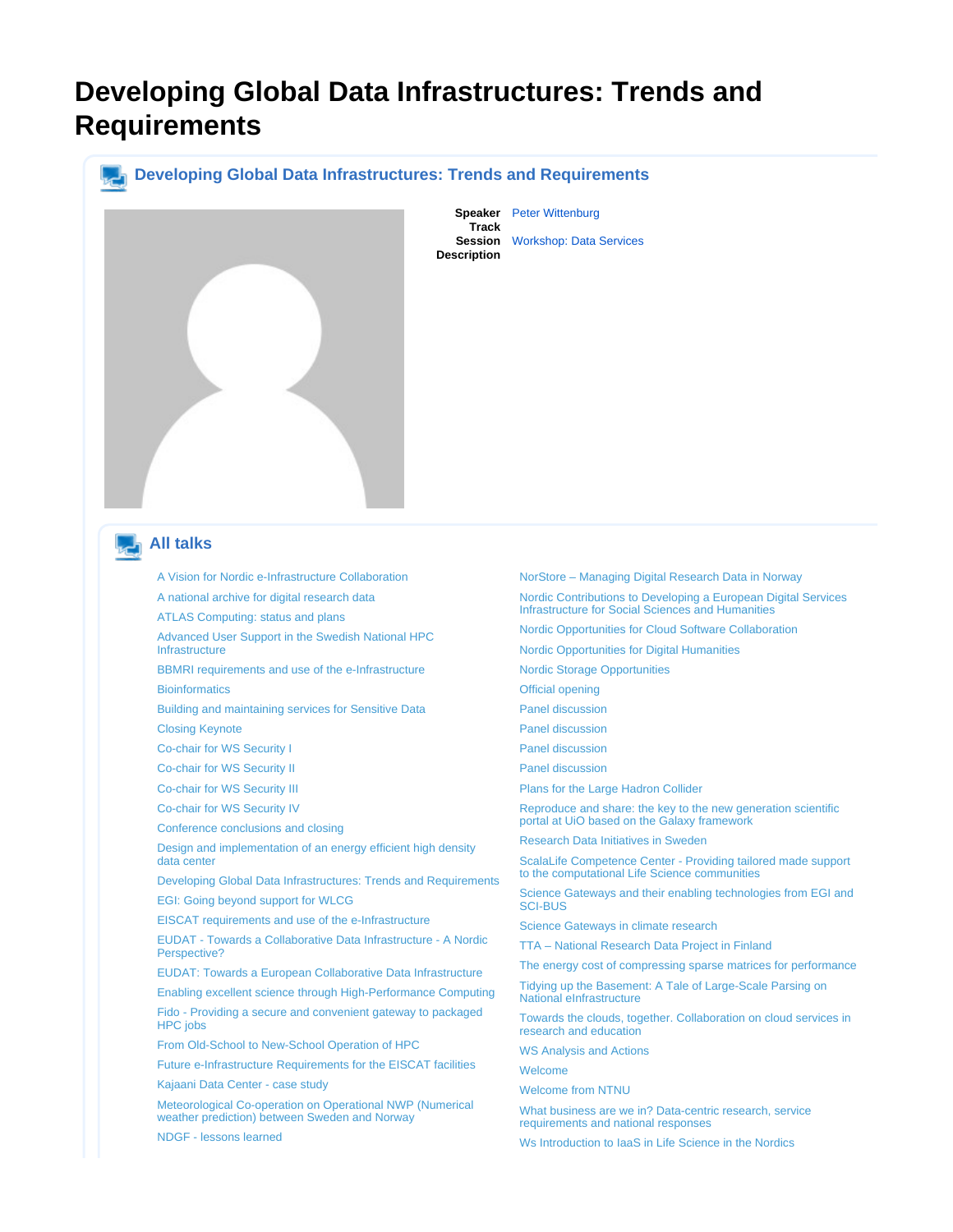# Developing Global Data Infrastructures: Trends and Requirements

## Developing Global Data Infrastructures: Trends and Requirements

**Speaker** Peter Wittenburg
**Track**
**Session** Workshop: Data Services
**Description**

## All talks

- A Vision for Nordic e-Infrastructure Collaboration
- A national archive for digital research data
- ATLAS Computing: status and plans
- Advanced User Support in the Swedish National HPC Infrastructure
- BBMRI requirements and use of the e-Infrastructure
- Bioinformatics
- Building and maintaining services for Sensitive Data
- Closing Keynote
- Co-chair for WS Security I
- Co-chair for WS Security II
- Co-chair for WS Security III
- Co-chair for WS Security IV
- Conference conclusions and closing
- Design and implementation of an energy efficient high density data center
- Developing Global Data Infrastructures: Trends and Requirements
- EGI: Going beyond support for WLCG
- EISCAT requirements and use of the e-Infrastructure
- EUDAT - Towards a Collaborative Data Infrastructure - A Nordic Perspective?
- EUDAT: Towards a European Collaborative Data Infrastructure
- Enabling excellent science through High-Performance Computing
- Fido - Providing a secure and convenient gateway to packaged HPC jobs
- From Old-School to New-School Operation of HPC
- Future e-Infrastructure Requirements for the EISCAT facilities
- Kajaani Data Center - case study
- Meteorological Co-operation on Operational NWP (Numerical weather prediction) between Sweden and Norway
- NDGF - lessons learned
- NorStore – Managing Digital Research Data in Norway
- Nordic Contributions to Developing a European Digital Services Infrastructure for Social Sciences and Humanities
- Nordic Opportunities for Cloud Software Collaboration
- Nordic Opportunities for Digital Humanities
- Nordic Storage Opportunities
- Official opening
- Panel discussion
- Panel discussion
- Panel discussion
- Panel discussion
- Plans for the Large Hadron Collider
- Reproduce and share: the key to the new generation scientific portal at UiO based on the Galaxy framework
- Research Data Initiatives in Sweden
- ScalaLife Competence Center - Providing tailored made support to the computational Life Science communities
- Science Gateways and their enabling technologies from EGI and SCI-BUS
- Science Gateways in climate research
- TTA – National Research Data Project in Finland
- The energy cost of compressing sparse matrices for performance
- Tidying up the Basement: A Tale of Large-Scale Parsing on National eInfrastructure
- Towards the clouds, together. Collaboration on cloud services in research and education
- WS Analysis and Actions
- Welcome
- Welcome from NTNU
- What business are we in? Data-centric research, service requirements and national responses
- Ws Introduction to IaaS in Life Science in the Nordics